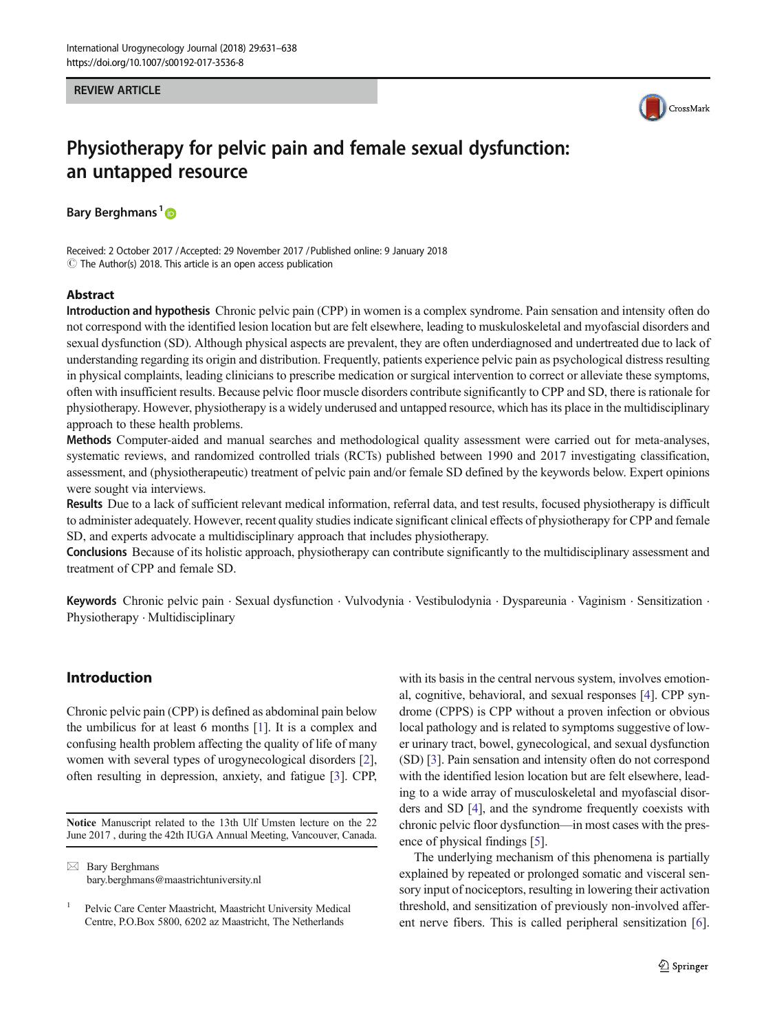REVIEW ARTICLE

# Physiotherapy for pelvic pain and female sexual dysfunction: an untapped resource

**Bary Berghmans** [1]

Received: 2 October 2017 / Accepted: 29 November 2017 / Published online: 9 January 2018
© The Author(s) 2018. This article is an open access publication

## Abstract

**Introduction and hypothesis** Chronic pelvic pain (CPP) in women is a complex syndrome. Pain sensation and intensity often do not correspond with the identified lesion location but are felt elsewhere, leading to muskuloskeletal and myofascial disorders and sexual dysfunction (SD). Although physical aspects are prevalent, they are often underdiagnosed and undertreated due to lack of understanding regarding its origin and distribution. Frequently, patients experience pelvic pain as psychological distress resulting in physical complaints, leading clinicians to prescribe medication or surgical intervention to correct or alleviate these symptoms, often with insufficient results. Because pelvic floor muscle disorders contribute significantly to CPP and SD, there is rationale for physiotherapy. However, physiotherapy is a widely underused and untapped resource, which has its place in the multidisciplinary approach to these health problems.

**Methods** Computer-aided and manual searches and methodological quality assessment were carried out for meta-analyses, systematic reviews, and randomized controlled trials (RCTs) published between 1990 and 2017 investigating classification, assessment, and (physiotherapeutic) treatment of pelvic pain and/or female SD defined by the keywords below. Expert opinions were sought via interviews.

**Results** Due to a lack of sufficient relevant medical information, referral data, and test results, focused physiotherapy is difficult to administer adequately. However, recent quality studies indicate significant clinical effects of physiotherapy for CPP and female SD, and experts advocate a multidisciplinary approach that includes physiotherapy.

**Conclusions** Because of its holistic approach, physiotherapy can contribute significantly to the multidisciplinary assessment and treatment of CPP and female SD.

**Keywords** Chronic pelvic pain · Sexual dysfunction · Vulvodynia · Vestibulodynia · Dyspareunia · Vaginism · Sensitization · Physiotherapy · Multidisciplinary

## Introduction

Chronic pelvic pain (CPP) is defined as abdominal pain below the umbilicus for at least 6 months [1]. It is a complex and confusing health problem affecting the quality of life of many women with several types of urogynecological disorders [2], often resulting in depression, anxiety, and fatigue [3]. CPP, with its basis in the central nervous system, involves emotional, cognitive, behavioral, and sexual responses [4]. CPP syndrome (CPPS) is CPP without a proven infection or obvious local pathology and is related to symptoms suggestive of lower urinary tract, bowel, gynecological, and sexual dysfunction (SD) [3]. Pain sensation and intensity often do not correspond with the identified lesion location but are felt elsewhere, leading to a wide array of musculoskeletal and myofascial disorders and SD [4], and the syndrome frequently coexists with chronic pelvic floor dysfunction—in most cases with the presence of physical findings [5].

The underlying mechanism of this phenomena is partially explained by repeated or prolonged somatic and visceral sensory input of nociceptors, resulting in lowering their activation threshold, and sensitization of previously non-involved afferent nerve fibers. This is called peripheral sensitization [6].

**Notice** Manuscript related to the 13th Ulf Umsten lecture on the 22 June 2017 , during the 42th IUGA Annual Meeting, Vancouver, Canada.

✉ Bary Berghmans
bary.berghmans@maastrichtuniversity.nl

[1] Pelvic Care Center Maastricht, Maastricht University Medical Centre, P.O.Box 5800, 6202 az Maastricht, The Netherlands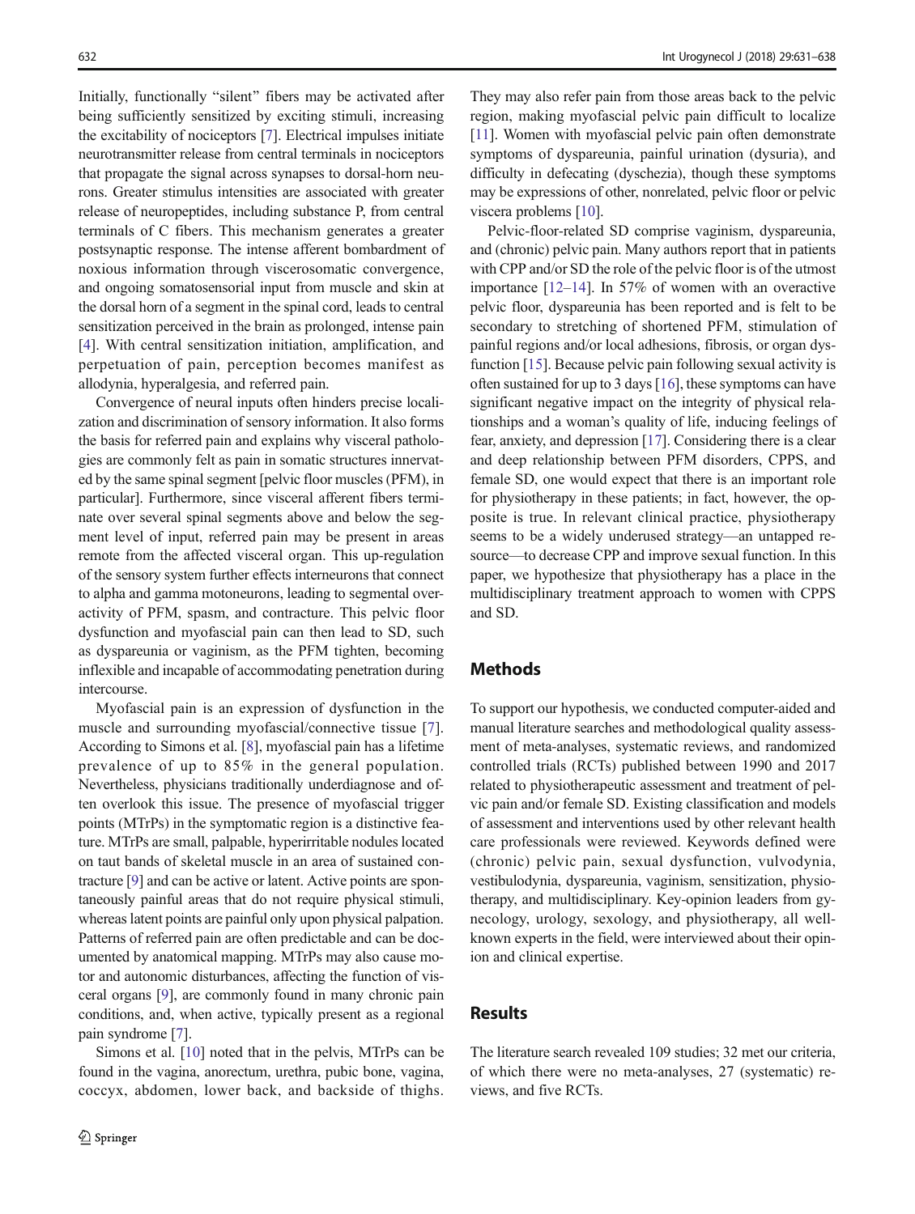Initially, functionally "silent" fibers may be activated after being sufficiently sensitized by exciting stimuli, increasing the excitability of nociceptors [7]. Electrical impulses initiate neurotransmitter release from central terminals in nociceptors that propagate the signal across synapses to dorsal-horn neurons. Greater stimulus intensities are associated with greater release of neuropeptides, including substance P, from central terminals of C fibers. This mechanism generates a greater postsynaptic response. The intense afferent bombardment of noxious information through viscerosomatic convergence, and ongoing somatosensorial input from muscle and skin at the dorsal horn of a segment in the spinal cord, leads to central sensitization perceived in the brain as prolonged, intense pain [4]. With central sensitization initiation, amplification, and perpetuation of pain, perception becomes manifest as allodynia, hyperalgesia, and referred pain.

Convergence of neural inputs often hinders precise localization and discrimination of sensory information. It also forms the basis for referred pain and explains why visceral pathologies are commonly felt as pain in somatic structures innervated by the same spinal segment [pelvic floor muscles (PFM), in particular]. Furthermore, since visceral afferent fibers terminate over several spinal segments above and below the segment level of input, referred pain may be present in areas remote from the affected visceral organ. This up-regulation of the sensory system further effects interneurons that connect to alpha and gamma motoneurons, leading to segmental overactivity of PFM, spasm, and contracture. This pelvic floor dysfunction and myofascial pain can then lead to SD, such as dyspareunia or vaginism, as the PFM tighten, becoming inflexible and incapable of accommodating penetration during intercourse.

Myofascial pain is an expression of dysfunction in the muscle and surrounding myofascial/connective tissue [7]. According to Simons et al. [8], myofascial pain has a lifetime prevalence of up to 85% in the general population. Nevertheless, physicians traditionally underdiagnose and often overlook this issue. The presence of myofascial trigger points (MTrPs) in the symptomatic region is a distinctive feature. MTrPs are small, palpable, hyperirritable nodules located on taut bands of skeletal muscle in an area of sustained contracture [9] and can be active or latent. Active points are spontaneously painful areas that do not require physical stimuli, whereas latent points are painful only upon physical palpation. Patterns of referred pain are often predictable and can be documented by anatomical mapping. MTrPs may also cause motor and autonomic disturbances, affecting the function of visceral organs [9], are commonly found in many chronic pain conditions, and, when active, typically present as a regional pain syndrome [7].

Simons et al. [10] noted that in the pelvis, MTrPs can be found in the vagina, anorectum, urethra, pubic bone, vagina, coccyx, abdomen, lower back, and backside of thighs. They may also refer pain from those areas back to the pelvic region, making myofascial pelvic pain difficult to localize [11]. Women with myofascial pelvic pain often demonstrate symptoms of dyspareunia, painful urination (dysuria), and difficulty in defecating (dyschezia), though these symptoms may be expressions of other, nonrelated, pelvic floor or pelvic viscera problems [10].

Pelvic-floor-related SD comprise vaginism, dyspareunia, and (chronic) pelvic pain. Many authors report that in patients with CPP and/or SD the role of the pelvic floor is of the utmost importance [12–14]. In 57% of women with an overactive pelvic floor, dyspareunia has been reported and is felt to be secondary to stretching of shortened PFM, stimulation of painful regions and/or local adhesions, fibrosis, or organ dysfunction [15]. Because pelvic pain following sexual activity is often sustained for up to 3 days [16], these symptoms can have significant negative impact on the integrity of physical relationships and a woman's quality of life, inducing feelings of fear, anxiety, and depression [17]. Considering there is a clear and deep relationship between PFM disorders, CPPS, and female SD, one would expect that there is an important role for physiotherapy in these patients; in fact, however, the opposite is true. In relevant clinical practice, physiotherapy seems to be a widely underused strategy—an untapped resource—to decrease CPP and improve sexual function. In this paper, we hypothesize that physiotherapy has a place in the multidisciplinary treatment approach to women with CPPS and SD.

## Methods

To support our hypothesis, we conducted computer-aided and manual literature searches and methodological quality assessment of meta-analyses, systematic reviews, and randomized controlled trials (RCTs) published between 1990 and 2017 related to physiotherapeutic assessment and treatment of pelvic pain and/or female SD. Existing classification and models of assessment and interventions used by other relevant health care professionals were reviewed. Keywords defined were (chronic) pelvic pain, sexual dysfunction, vulvodynia, vestibulodynia, dyspareunia, vaginism, sensitization, physiotherapy, and multidisciplinary. Key-opinion leaders from gynecology, urology, sexology, and physiotherapy, all well-known experts in the field, were interviewed about their opinion and clinical expertise.

## Results

The literature search revealed 109 studies; 32 met our criteria, of which there were no meta-analyses, 27 (systematic) reviews, and five RCTs.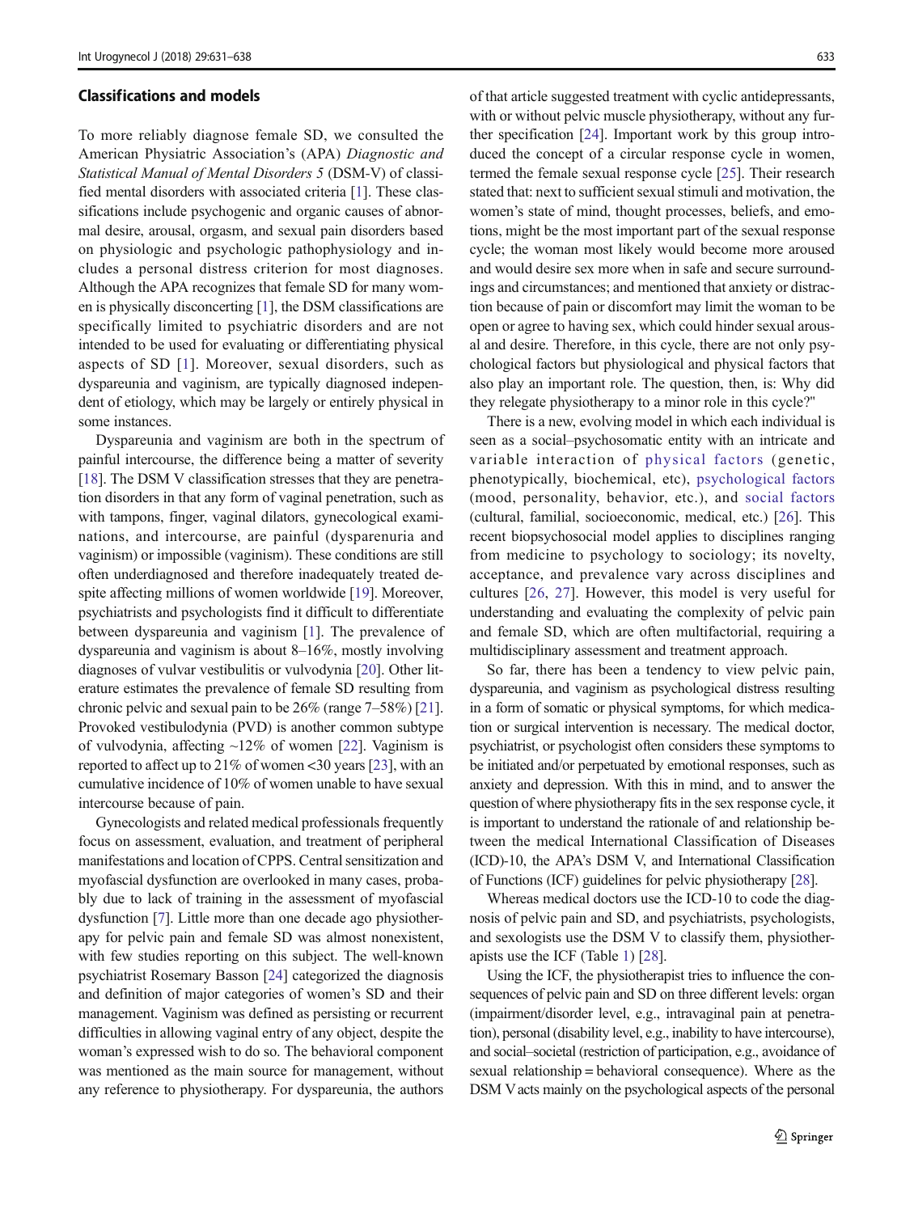## Classifications and models

To more reliably diagnose female SD, we consulted the American Physiatric Association's (APA) *Diagnostic and Statistical Manual of Mental Disorders 5* (DSM-V) of classified mental disorders with associated criteria [1]. These classifications include psychogenic and organic causes of abnormal desire, arousal, orgasm, and sexual pain disorders based on physiologic and psychologic pathophysiology and includes a personal distress criterion for most diagnoses. Although the APA recognizes that female SD for many women is physically disconcerting [1], the DSM classifications are specifically limited to psychiatric disorders and are not intended to be used for evaluating or differentiating physical aspects of SD [1]. Moreover, sexual disorders, such as dyspareunia and vaginism, are typically diagnosed independent of etiology, which may be largely or entirely physical in some instances.

Dyspareunia and vaginism are both in the spectrum of painful intercourse, the difference being a matter of severity [18]. The DSM V classification stresses that they are penetration disorders in that any form of vaginal penetration, such as with tampons, finger, vaginal dilators, gynecological examinations, and intercourse, are painful (dysparenuria and vaginism) or impossible (vaginism). These conditions are still often underdiagnosed and therefore inadequately treated despite affecting millions of women worldwide [19]. Moreover, psychiatrists and psychologists find it difficult to differentiate between dyspareunia and vaginism [1]. The prevalence of dyspareunia and vaginism is about 8–16%, mostly involving diagnoses of vulvar vestibulitis or vulvodynia [20]. Other literature estimates the prevalence of female SD resulting from chronic pelvic and sexual pain to be 26% (range 7–58%) [21]. Provoked vestibulodynia (PVD) is another common subtype of vulvodynia, affecting ~12% of women [22]. Vaginism is reported to affect up to 21% of women <30 years [23], with an cumulative incidence of 10% of women unable to have sexual intercourse because of pain.

Gynecologists and related medical professionals frequently focus on assessment, evaluation, and treatment of peripheral manifestations and location of CPPS. Central sensitization and myofascial dysfunction are overlooked in many cases, probably due to lack of training in the assessment of myofascial dysfunction [7]. Little more than one decade ago physiotherapy for pelvic pain and female SD was almost nonexistent, with few studies reporting on this subject. The well-known psychiatrist Rosemary Basson [24] categorized the diagnosis and definition of major categories of women's SD and their management. Vaginism was defined as persisting or recurrent difficulties in allowing vaginal entry of any object, despite the woman's expressed wish to do so. The behavioral component was mentioned as the main source for management, without any reference to physiotherapy. For dyspareunia, the authors of that article suggested treatment with cyclic antidepressants, with or without pelvic muscle physiotherapy, without any further specification [24]. Important work by this group introduced the concept of a circular response cycle in women, termed the female sexual response cycle [25]. Their research stated that: next to sufficient sexual stimuli and motivation, the women's state of mind, thought processes, beliefs, and emotions, might be the most important part of the sexual response cycle; the woman most likely would become more aroused and would desire sex more when in safe and secure surroundings and circumstances; and mentioned that anxiety or distraction because of pain or discomfort may limit the woman to be open or agree to having sex, which could hinder sexual arousal and desire. Therefore, in this cycle, there are not only psychological factors but physiological and physical factors that also play an important role. The question, then, is: Why did they relegate physiotherapy to a minor role in this cycle?"

There is a new, evolving model in which each individual is seen as a social–psychosomatic entity with an intricate and variable interaction of physical factors (genetic, phenotypically, biochemical, etc), psychological factors (mood, personality, behavior, etc.), and social factors (cultural, familial, socioeconomic, medical, etc.) [26]. This recent biopsychosocial model applies to disciplines ranging from medicine to psychology to sociology; its novelty, acceptance, and prevalence vary across disciplines and cultures [26, 27]. However, this model is very useful for understanding and evaluating the complexity of pelvic pain and female SD, which are often multifactorial, requiring a multidisciplinary assessment and treatment approach.

So far, there has been a tendency to view pelvic pain, dyspareunia, and vaginism as psychological distress resulting in a form of somatic or physical symptoms, for which medication or surgical intervention is necessary. The medical doctor, psychiatrist, or psychologist often considers these symptoms to be initiated and/or perpetuated by emotional responses, such as anxiety and depression. With this in mind, and to answer the question of where physiotherapy fits in the sex response cycle, it is important to understand the rationale of and relationship between the medical International Classification of Diseases (ICD)-10, the APA's DSM V, and International Classification of Functions (ICF) guidelines for pelvic physiotherapy [28].

Whereas medical doctors use the ICD-10 to code the diagnosis of pelvic pain and SD, and psychiatrists, psychologists, and sexologists use the DSM V to classify them, physiotherapists use the ICF (Table 1) [28].

Using the ICF, the physiotherapist tries to influence the consequences of pelvic pain and SD on three different levels: organ (impairment/disorder level, e.g., intravaginal pain at penetration), personal (disability level, e.g., inability to have intercourse), and social–societal (restriction of participation, e.g., avoidance of sexual relationship = behavioral consequence). Where as the DSM V acts mainly on the psychological aspects of the personal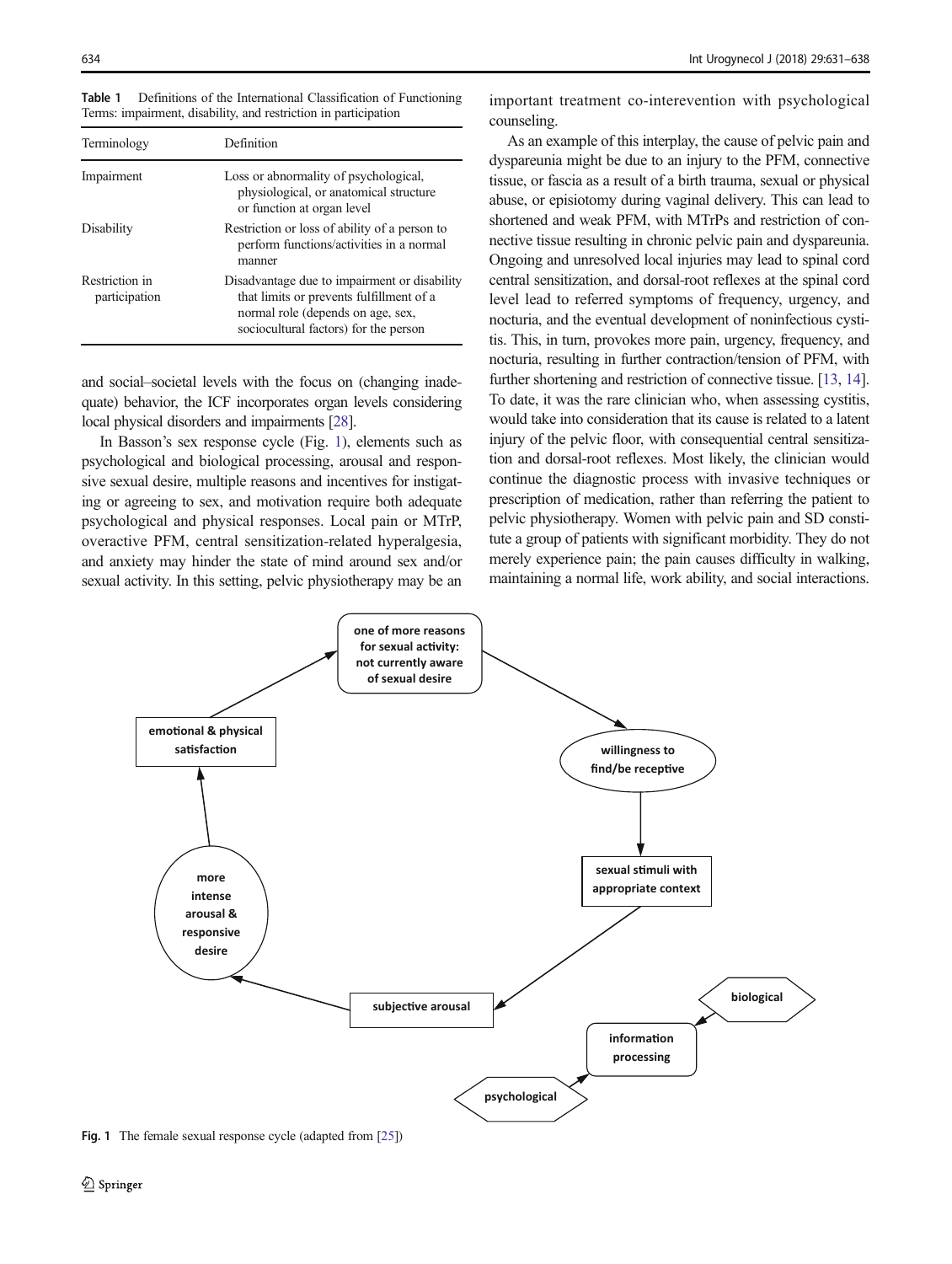**Table 1** Definitions of the International Classification of Functioning Terms: impairment, disability, and restriction in participation

| Terminology | Definition |
|---|---|
| Impairment | Loss or abnormality of psychological, physiological, or anatomical structure or function at organ level |
| Disability | Restriction or loss of ability of a person to perform functions/activities in a normal manner |
| Restriction in participation | Disadvantage due to impairment or disability that limits or prevents fulfillment of a normal role (depends on age, sex, sociocultural factors) for the person |

and social–societal levels with the focus on (changing inadequate) behavior, the ICF incorporates organ levels considering local physical disorders and impairments [28].

In Basson's sex response cycle (Fig. 1), elements such as psychological and biological processing, arousal and responsive sexual desire, multiple reasons and incentives for instigating or agreeing to sex, and motivation require both adequate psychological and physical responses. Local pain or MTrP, overactive PFM, central sensitization-related hyperalgesia, and anxiety may hinder the state of mind around sex and/or sexual activity. In this setting, pelvic physiotherapy may be an important treatment co-interevention with psychological counseling.

As an example of this interplay, the cause of pelvic pain and dyspareunia might be due to an injury to the PFM, connective tissue, or fascia as a result of a birth trauma, sexual or physical abuse, or episiotomy during vaginal delivery. This can lead to shortened and weak PFM, with MTrPs and restriction of connective tissue resulting in chronic pelvic pain and dyspareunia. Ongoing and unresolved local injuries may lead to spinal cord central sensitization, and dorsal-root reflexes at the spinal cord level lead to referred symptoms of frequency, urgency, and nocturia, and the eventual development of noninfectious cystitis. This, in turn, provokes more pain, urgency, frequency, and nocturia, resulting in further contraction/tension of PFM, with further shortening and restriction of connective tissue. [13, 14]. To date, it was the rare clinician who, when assessing cystitis, would take into consideration that its cause is related to a latent injury of the pelvic floor, with consequential central sensitization and dorsal-root reflexes. Most likely, the clinician would continue the diagnostic process with invasive techniques or prescription of medication, rather than referring the patient to pelvic physiotherapy. Women with pelvic pain and SD constitute a group of patients with significant morbidity. They do not merely experience pain; the pain causes difficulty in walking, maintaining a normal life, work ability, and social interactions.

one of more reasons for sexual activity: not currently aware of sexual desire

willingness to find/be receptive

sexual stimuli with appropriate context

subjective arousal

more intense arousal & responsive desire

emotional & physical satisfaction

biological

information processing

psychological

**Fig. 1** The female sexual response cycle (adapted from [25])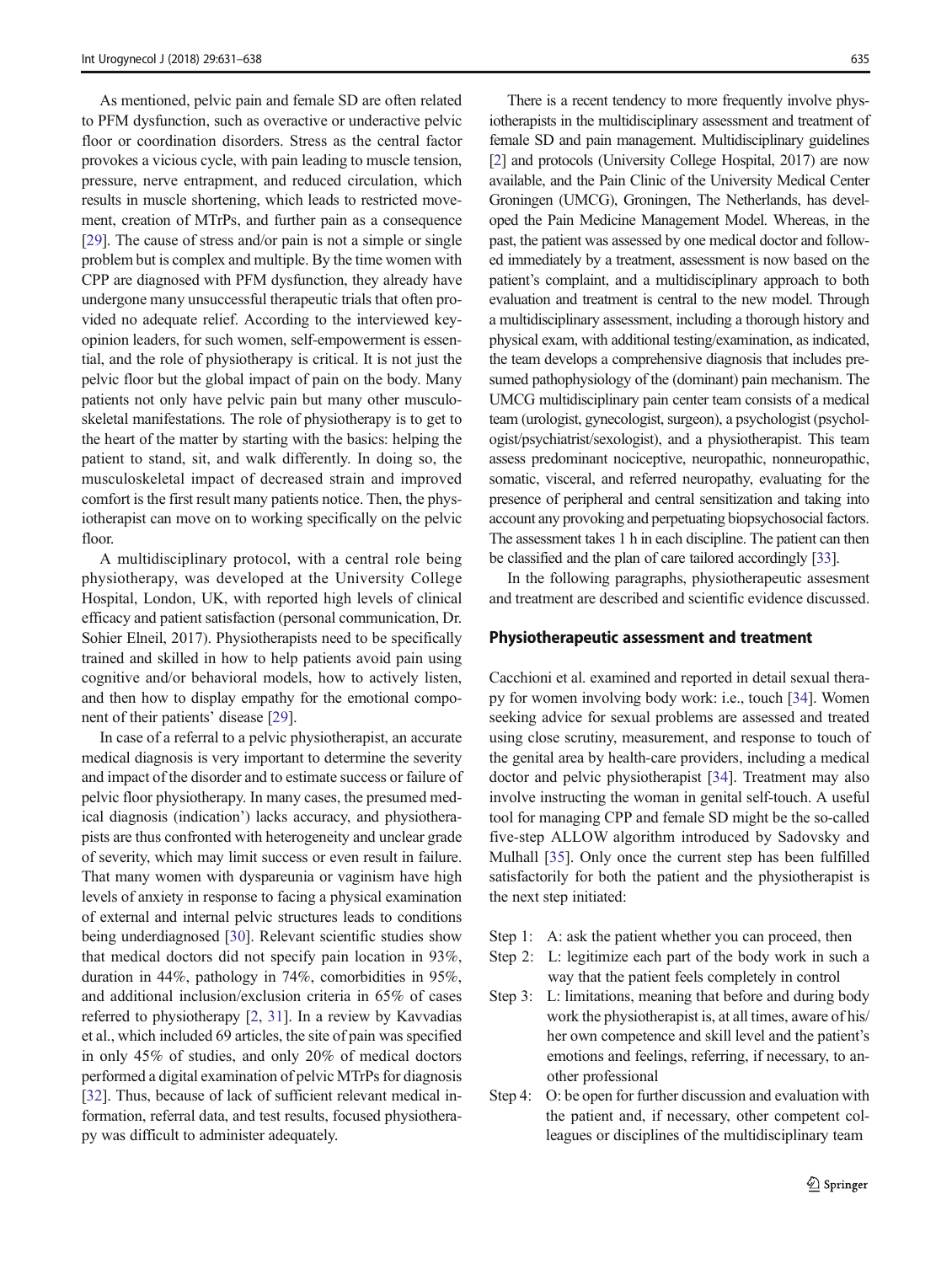As mentioned, pelvic pain and female SD are often related to PFM dysfunction, such as overactive or underactive pelvic floor or coordination disorders. Stress as the central factor provokes a vicious cycle, with pain leading to muscle tension, pressure, nerve entrapment, and reduced circulation, which results in muscle shortening, which leads to restricted movement, creation of MTrPs, and further pain as a consequence [29]. The cause of stress and/or pain is not a simple or single problem but is complex and multiple. By the time women with CPP are diagnosed with PFM dysfunction, they already have undergone many unsuccessful therapeutic trials that often provided no adequate relief. According to the interviewed key-opinion leaders, for such women, self-empowerment is essential, and the role of physiotherapy is critical. It is not just the pelvic floor but the global impact of pain on the body. Many patients not only have pelvic pain but many other musculoskeletal manifestations. The role of physiotherapy is to get to the heart of the matter by starting with the basics: helping the patient to stand, sit, and walk differently. In doing so, the musculoskeletal impact of decreased strain and improved comfort is the first result many patients notice. Then, the physiotherapist can move on to working specifically on the pelvic floor.

A multidisciplinary protocol, with a central role being physiotherapy, was developed at the University College Hospital, London, UK, with reported high levels of clinical efficacy and patient satisfaction (personal communication, Dr. Sohier Elneil, 2017). Physiotherapists need to be specifically trained and skilled in how to help patients avoid pain using cognitive and/or behavioral models, how to actively listen, and then how to display empathy for the emotional component of their patients' disease [29].

In case of a referral to a pelvic physiotherapist, an accurate medical diagnosis is very important to determine the severity and impact of the disorder and to estimate success or failure of pelvic floor physiotherapy. In many cases, the presumed medical diagnosis (indication') lacks accuracy, and physiotherapists are thus confronted with heterogeneity and unclear grade of severity, which may limit success or even result in failure. That many women with dyspareunia or vaginism have high levels of anxiety in response to facing a physical examination of external and internal pelvic structures leads to conditions being underdiagnosed [30]. Relevant scientific studies show that medical doctors did not specify pain location in 93%, duration in 44%, pathology in 74%, comorbidities in 95%, and additional inclusion/exclusion criteria in 65% of cases referred to physiotherapy [2, 31]. In a review by Kavvadias et al., which included 69 articles, the site of pain was specified in only 45% of studies, and only 20% of medical doctors performed a digital examination of pelvic MTrPs for diagnosis [32]. Thus, because of lack of sufficient relevant medical information, referral data, and test results, focused physiotherapy was difficult to administer adequately.

There is a recent tendency to more frequently involve physiotherapists in the multidisciplinary assessment and treatment of female SD and pain management. Multidisciplinary guidelines [2] and protocols (University College Hospital, 2017) are now available, and the Pain Clinic of the University Medical Center Groningen (UMCG), Groningen, The Netherlands, has developed the Pain Medicine Management Model. Whereas, in the past, the patient was assessed by one medical doctor and followed immediately by a treatment, assessment is now based on the patient's complaint, and a multidisciplinary approach to both evaluation and treatment is central to the new model. Through a multidisciplinary assessment, including a thorough history and physical exam, with additional testing/examination, as indicated, the team develops a comprehensive diagnosis that includes presumed pathophysiology of the (dominant) pain mechanism. The UMCG multidisciplinary pain center team consists of a medical team (urologist, gynecologist, surgeon), a psychologist (psychologist/psychiatrist/sexologist), and a physiotherapist. This team assess predominant nociceptive, neuropathic, nonneuropathic, somatic, visceral, and referred neuropathy, evaluating for the presence of peripheral and central sensitization and taking into account any provoking and perpetuating biopsychosocial factors. The assessment takes 1 h in each discipline. The patient can then be classified and the plan of care tailored accordingly [33].

In the following paragraphs, physiotherapeutic assesment and treatment are described and scientific evidence discussed.

## Physiotherapeutic assessment and treatment

Cacchioni et al. examined and reported in detail sexual therapy for women involving body work: i.e., touch [34]. Women seeking advice for sexual problems are assessed and treated using close scrutiny, measurement, and response to touch of the genital area by health-care providers, including a medical doctor and pelvic physiotherapist [34]. Treatment may also involve instructing the woman in genital self-touch. A useful tool for managing CPP and female SD might be the so-called five-step ALLOW algorithm introduced by Sadovsky and Mulhall [35]. Only once the current step has been fulfilled satisfactorily for both the patient and the physiotherapist is the next step initiated:

- Step 1: A: ask the patient whether you can proceed, then
- Step 2: L: legitimize each part of the body work in such a way that the patient feels completely in control
- Step 3: L: limitations, meaning that before and during body work the physiotherapist is, at all times, aware of his/her own competence and skill level and the patient's emotions and feelings, referring, if necessary, to another professional
- Step 4: O: be open for further discussion and evaluation with the patient and, if necessary, other competent colleagues or disciplines of the multidisciplinary team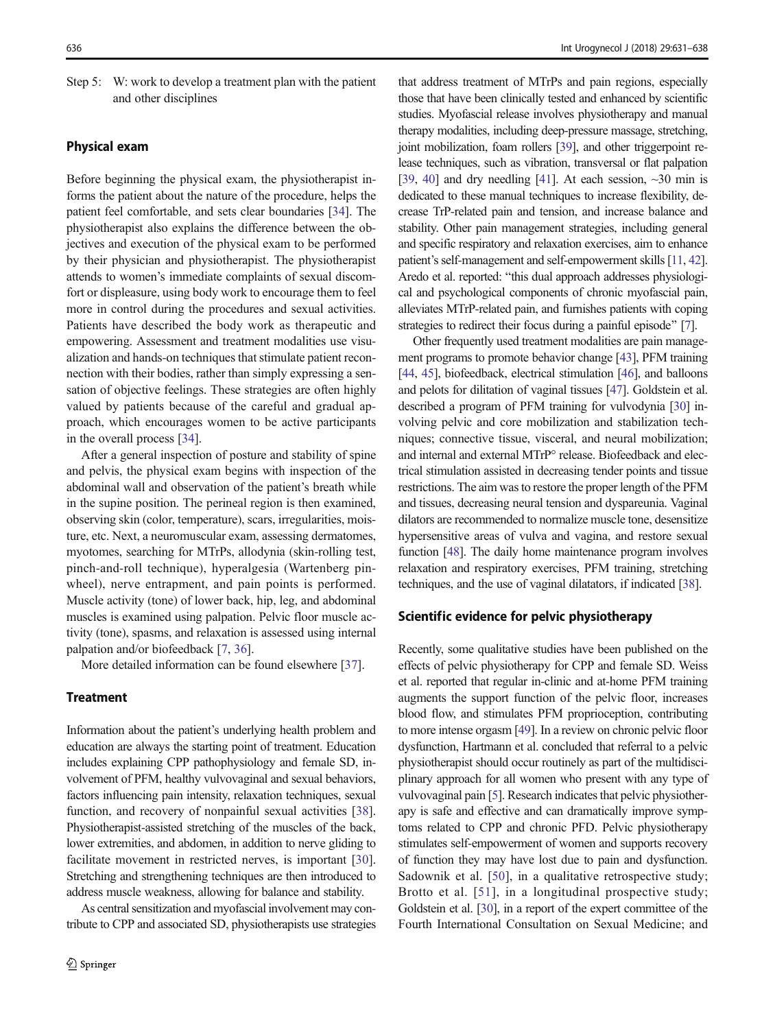Step 5: W: work to develop a treatment plan with the patient and other disciplines

## Physical exam

Before beginning the physical exam, the physiotherapist informs the patient about the nature of the procedure, helps the patient feel comfortable, and sets clear boundaries [34]. The physiotherapist also explains the difference between the objectives and execution of the physical exam to be performed by their physician and physiotherapist. The physiotherapist attends to women's immediate complaints of sexual discomfort or displeasure, using body work to encourage them to feel more in control during the procedures and sexual activities. Patients have described the body work as therapeutic and empowering. Assessment and treatment modalities use visualization and hands-on techniques that stimulate patient reconnection with their bodies, rather than simply expressing a sensation of objective feelings. These strategies are often highly valued by patients because of the careful and gradual approach, which encourages women to be active participants in the overall process [34].

After a general inspection of posture and stability of spine and pelvis, the physical exam begins with inspection of the abdominal wall and observation of the patient's breath while in the supine position. The perineal region is then examined, observing skin (color, temperature), scars, irregularities, moisture, etc. Next, a neuromuscular exam, assessing dermatomes, myotomes, searching for MTrPs, allodynia (skin-rolling test, pinch-and-roll technique), hyperalgesia (Wartenberg pinwheel), nerve entrapment, and pain points is performed. Muscle activity (tone) of lower back, hip, leg, and abdominal muscles is examined using palpation. Pelvic floor muscle activity (tone), spasms, and relaxation is assessed using internal palpation and/or biofeedback [7, 36].

More detailed information can be found elsewhere [37].

## Treatment

Information about the patient's underlying health problem and education are always the starting point of treatment. Education includes explaining CPP pathophysiology and female SD, involvement of PFM, healthy vulvovaginal and sexual behaviors, factors influencing pain intensity, relaxation techniques, sexual function, and recovery of nonpainful sexual activities [38]. Physiotherapist-assisted stretching of the muscles of the back, lower extremities, and abdomen, in addition to nerve gliding to facilitate movement in restricted nerves, is important [30]. Stretching and strengthening techniques are then introduced to address muscle weakness, allowing for balance and stability.

As central sensitization and myofascial involvement may contribute to CPP and associated SD, physiotherapists use strategies that address treatment of MTrPs and pain regions, especially those that have been clinically tested and enhanced by scientific studies. Myofascial release involves physiotherapy and manual therapy modalities, including deep-pressure massage, stretching, joint mobilization, foam rollers [39], and other triggerpoint release techniques, such as vibration, transversal or flat palpation [39, 40] and dry needling [41]. At each session, ~30 min is dedicated to these manual techniques to increase flexibility, decrease TrP-related pain and tension, and increase balance and stability. Other pain management strategies, including general and specific respiratory and relaxation exercises, aim to enhance patient's self-management and self-empowerment skills [11, 42]. Aredo et al. reported: "this dual approach addresses physiological and psychological components of chronic myofascial pain, alleviates MTrP-related pain, and furnishes patients with coping strategies to redirect their focus during a painful episode" [7].

Other frequently used treatment modalities are pain management programs to promote behavior change [43], PFM training [44, 45], biofeedback, electrical stimulation [46], and balloons and pelots for dilitation of vaginal tissues [47]. Goldstein et al. described a program of PFM training for vulvodynia [30] involving pelvic and core mobilization and stabilization techniques; connective tissue, visceral, and neural mobilization; and internal and external MTrP° release. Biofeedback and electrical stimulation assisted in decreasing tender points and tissue restrictions. The aim was to restore the proper length of the PFM and tissues, decreasing neural tension and dyspareunia. Vaginal dilators are recommended to normalize muscle tone, desensitize hypersensitive areas of vulva and vagina, and restore sexual function [48]. The daily home maintenance program involves relaxation and respiratory exercises, PFM training, stretching techniques, and the use of vaginal dilatators, if indicated [38].

## Scientific evidence for pelvic physiotherapy

Recently, some qualitative studies have been published on the effects of pelvic physiotherapy for CPP and female SD. Weiss et al. reported that regular in-clinic and at-home PFM training augments the support function of the pelvic floor, increases blood flow, and stimulates PFM proprioception, contributing to more intense orgasm [49]. In a review on chronic pelvic floor dysfunction, Hartmann et al. concluded that referral to a pelvic physiotherapist should occur routinely as part of the multidisciplinary approach for all women who present with any type of vulvovaginal pain [5]. Research indicates that pelvic physiotherapy is safe and effective and can dramatically improve symptoms related to CPP and chronic PFD. Pelvic physiotherapy stimulates self-empowerment of women and supports recovery of function they may have lost due to pain and dysfunction. Sadownik et al. [50], in a qualitative retrospective study; Brotto et al. [51], in a longitudinal prospective study; Goldstein et al. [30], in a report of the expert committee of the Fourth International Consultation on Sexual Medicine; and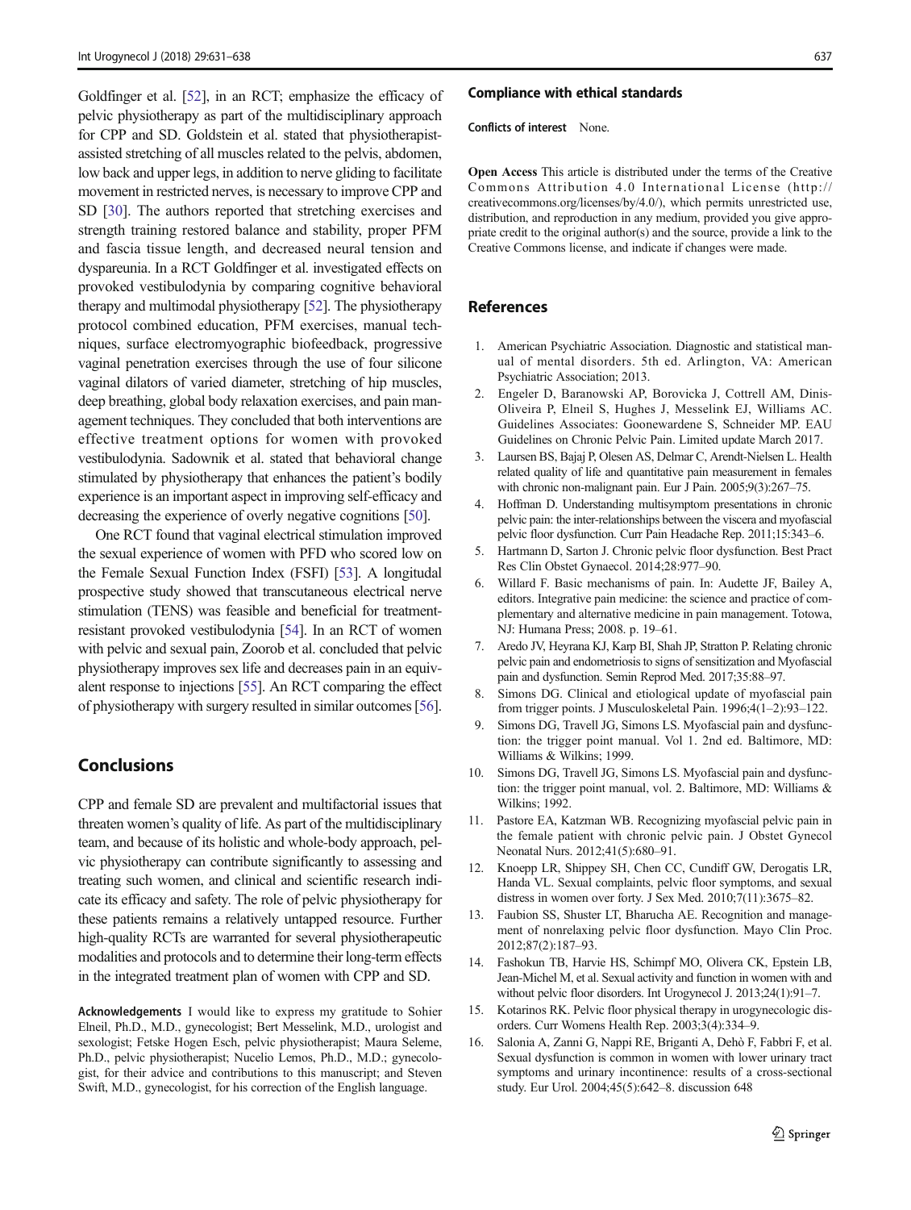Goldfinger et al. [52], in an RCT; emphasize the efficacy of pelvic physiotherapy as part of the multidisciplinary approach for CPP and SD. Goldstein et al. stated that physiotherapist-assisted stretching of all muscles related to the pelvis, abdomen, low back and upper legs, in addition to nerve gliding to facilitate movement in restricted nerves, is necessary to improve CPP and SD [30]. The authors reported that stretching exercises and strength training restored balance and stability, proper PFM and fascia tissue length, and decreased neural tension and dyspareunia. In a RCT Goldfinger et al. investigated effects on provoked vestibulodynia by comparing cognitive behavioral therapy and multimodal physiotherapy [52]. The physiotherapy protocol combined education, PFM exercises, manual techniques, surface electromyographic biofeedback, progressive vaginal penetration exercises through the use of four silicone vaginal dilators of varied diameter, stretching of hip muscles, deep breathing, global body relaxation exercises, and pain management techniques. They concluded that both interventions are effective treatment options for women with provoked vestibulodynia. Sadownik et al. stated that behavioral change stimulated by physiotherapy that enhances the patient's bodily experience is an important aspect in improving self-efficacy and decreasing the experience of overly negative cognitions [50].

One RCT found that vaginal electrical stimulation improved the sexual experience of women with PFD who scored low on the Female Sexual Function Index (FSFI) [53]. A longitudinal prospective study showed that transcutaneous electrical nerve stimulation (TENS) was feasible and beneficial for treatment-resistant provoked vestibulodynia [54]. In an RCT of women with pelvic and sexual pain, Zoorob et al. concluded that pelvic physiotherapy improves sex life and decreases pain in an equivalent response to injections [55]. An RCT comparing the effect of physiotherapy with surgery resulted in similar outcomes [56].

## Conclusions

CPP and female SD are prevalent and multifactorial issues that threaten women's quality of life. As part of the multidisciplinary team, and because of its holistic and whole-body approach, pelvic physiotherapy can contribute significantly to assessing and treating such women, and clinical and scientific research indicate its efficacy and safety. The role of pelvic physiotherapy for these patients remains a relatively untapped resource. Further high-quality RCTs are warranted for several physiotherapeutic modalities and protocols and to determine their long-term effects in the integrated treatment plan of women with CPP and SD.

**Acknowledgements** I would like to express my gratitude to Sohier Elneil, Ph.D., M.D., gynecologist; Bert Messelink, M.D., urologist and sexologist; Fetske Hogen Esch, pelvic physiotherapist; Maura Seleme, Ph.D., pelvic physiotherapist; Nucelio Lemos, Ph.D., M.D.; gynecologist, for their advice and contributions to this manuscript; and Steven Swift, M.D., gynecologist, for his correction of the English language.

### Compliance with ethical standards

**Conflicts of interest** None.

**Open Access** This article is distributed under the terms of the Creative Commons Attribution 4.0 International License (http://creativecommons.org/licenses/by/4.0/), which permits unrestricted use, distribution, and reproduction in any medium, provided you give appropriate credit to the original author(s) and the source, provide a link to the Creative Commons license, and indicate if changes were made.

## References

1. American Psychiatric Association. Diagnostic and statistical manual of mental disorders. 5th ed. Arlington, VA: American Psychiatric Association; 2013.
2. Engeler D, Baranowski AP, Borovicka J, Cottrell AM, Dinis-Oliveira P, Elneil S, Hughes J, Messelink EJ, Williams AC. Guidelines Associates: Goonewardene S, Schneider MP. EAU Guidelines on Chronic Pelvic Pain. Limited update March 2017.
3. Laursen BS, Bajaj P, Olesen AS, Delmar C, Arendt-Nielsen L. Health related quality of life and quantitative pain measurement in females with chronic non-malignant pain. Eur J Pain. 2005;9(3):267–75.
4. Hoffman D. Understanding multisymptom presentations in chronic pelvic pain: the inter-relationships between the viscera and myofascial pelvic floor dysfunction. Curr Pain Headache Rep. 2011;15:343–6.
5. Hartmann D, Sarton J. Chronic pelvic floor dysfunction. Best Pract Res Clin Obstet Gynaecol. 2014;28:977–90.
6. Willard F. Basic mechanisms of pain. In: Audette JF, Bailey A, editors. Integrative pain medicine: the science and practice of complementary and alternative medicine in pain management. Totowa, NJ: Humana Press; 2008. p. 19–61.
7. Aredo JV, Heyrana KJ, Karp BI, Shah JP, Stratton P. Relating chronic pelvic pain and endometriosis to signs of sensitization and Myofascial pain and dysfunction. Semin Reprod Med. 2017;35:88–97.
8. Simons DG. Clinical and etiological update of myofascial pain from trigger points. J Musculoskeletal Pain. 1996;4(1–2):93–122.
9. Simons DG, Travell JG, Simons LS. Myofascial pain and dysfunction: the trigger point manual. Vol 1. 2nd ed. Baltimore, MD: Williams & Wilkins; 1999.
10. Simons DG, Travell JG, Simons LS. Myofascial pain and dysfunction: the trigger point manual, vol. 2. Baltimore, MD: Williams & Wilkins; 1992.
11. Pastore EA, Katzman WB. Recognizing myofascial pelvic pain in the female patient with chronic pelvic pain. J Obstet Gynecol Neonatal Nurs. 2012;41(5):680–91.
12. Knoepp LR, Shippey SH, Chen CC, Cundiff GW, Derogatis LR, Handa VL. Sexual complaints, pelvic floor symptoms, and sexual distress in women over forty. J Sex Med. 2010;7(11):3675–82.
13. Faubion SS, Shuster LT, Bharucha AE. Recognition and management of nonrelaxing pelvic floor dysfunction. Mayo Clin Proc. 2012;87(2):187–93.
14. Fashokun TB, Harvie HS, Schimpf MO, Olivera CK, Epstein LB, Jean-Michel M, et al. Sexual activity and function in women with and without pelvic floor disorders. Int Urogynecol J. 2013;24(1):91–7.
15. Kotarinos RK. Pelvic floor physical therapy in urogynecologic disorders. Curr Womens Health Rep. 2003;3(4):334–9.
16. Salonia A, Zanni G, Nappi RE, Briganti A, Dehò F, Fabbri F, et al. Sexual dysfunction is common in women with lower urinary tract symptoms and urinary incontinence: results of a cross-sectional study. Eur Urol. 2004;45(5):642–8. discussion 648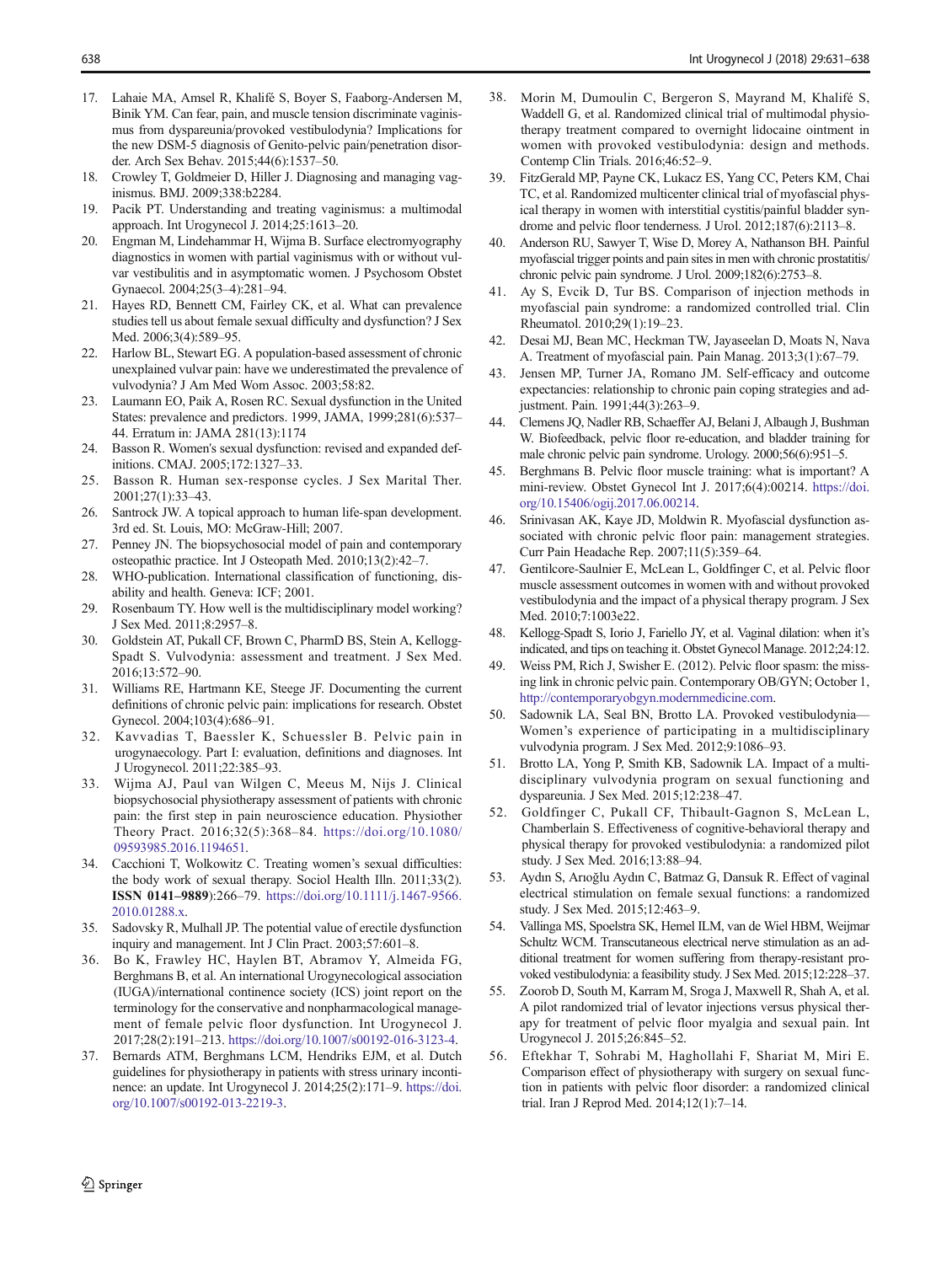17. Lahaie MA, Amsel R, Khalifé S, Boyer S, Faaborg-Andersen M, Binik YM. Can fear, pain, and muscle tension discriminate vaginismus from dyspareunia/provoked vestibulodynia? Implications for the new DSM-5 diagnosis of Genito-pelvic pain/penetration disorder. Arch Sex Behav. 2015;44(6):1537–50.
18. Crowley T, Goldmeier D, Hiller J. Diagnosing and managing vaginismus. BMJ. 2009;338:b2284.
19. Pacik PT. Understanding and treating vaginismus: a multimodal approach. Int Urogynecol J. 2014;25:1613–20.
20. Engman M, Lindehammar H, Wijma B. Surface electromyography diagnostics in women with partial vaginismus with or without vulvar vestibulitis and in asymptomatic women. J Psychosom Obstet Gynaecol. 2004;25(3–4):281–94.
21. Hayes RD, Bennett CM, Fairley CK, et al. What can prevalence studies tell us about female sexual difficulty and dysfunction? J Sex Med. 2006;3(4):589–95.
22. Harlow BL, Stewart EG. A population-based assessment of chronic unexplained vulvar pain: have we underestimated the prevalence of vulvodynia? J Am Med Wom Assoc. 2003;58:82.
23. Laumann EO, Paik A, Rosen RC. Sexual dysfunction in the United States: prevalence and predictors. 1999, JAMA, 1999;281(6):537–44. Erratum in: JAMA 281(13):1174
24. Basson R. Women's sexual dysfunction: revised and expanded definitions. CMAJ. 2005;172:1327–33.
25. Basson R. Human sex-response cycles. J Sex Marital Ther. 2001;27(1):33–43.
26. Santrock JW. A topical approach to human life-span development. 3rd ed. St. Louis, MO: McGraw-Hill; 2007.
27. Penney JN. The biopsychosocial model of pain and contemporary osteopathic practice. Int J Osteopath Med. 2010;13(2):42–7.
28. WHO-publication. International classification of functioning, disability and health. Geneva: ICF; 2001.
29. Rosenbaum TY. How well is the multidisciplinary model working? J Sex Med. 2011;8:2957–8.
30. Goldstein AT, Pukall CF, Brown C, PharmD BS, Stein A, Kellogg-Spadt S. Vulvodynia: assessment and treatment. J Sex Med. 2016;13:572–90.
31. Williams RE, Hartmann KE, Steege JF. Documenting the current definitions of chronic pelvic pain: implications for research. Obstet Gynecol. 2004;103(4):686–91.
32. Kavvadias T, Baessler K, Schuessler B. Pelvic pain in urogynaecology. Part I: evaluation, definitions and diagnoses. Int J Urogynecol. 2011;22:385–93.
33. Wijma AJ, Paul van Wilgen C, Meeus M, Nijs J. Clinical biopsychosocial physiotherapy assessment of patients with chronic pain: the first step in pain neuroscience education. Physiother Theory Pract. 2016;32(5):368–84. https://doi.org/10.1080/09593985.2016.1194651.
34. Cacchioni T, Wolkowitz C. Treating women's sexual difficulties: the body work of sexual therapy. Sociol Health Illn. 2011;33(2). **ISSN 0141–9889**):266–79. https://doi.org/10.1111/j.1467-9566.2010.01288.x.
35. Sadovsky R, Mulhall JP. The potential value of erectile dysfunction inquiry and management. Int J Clin Pract. 2003;57:601–8.
36. Bo K, Frawley HC, Haylen BT, Abramov Y, Almeida FG, Berghmans B, et al. An international Urogynecological association (IUGA)/international continence society (ICS) joint report on the terminology for the conservative and nonpharmacological management of female pelvic floor dysfunction. Int Urogynecol J. 2017;28(2):191–213. https://doi.org/10.1007/s00192-016-3123-4.
37. Bernards ATM, Berghmans LCM, Hendriks EJM, et al. Dutch guidelines for physiotherapy in patients with stress urinary incontinence: an update. Int Urogynecol J. 2014;25(2):171–9. https://doi.org/10.1007/s00192-013-2219-3.
38. Morin M, Dumoulin C, Bergeron S, Mayrand M, Khalifé S, Waddell G, et al. Randomized clinical trial of multimodal physiotherapy treatment compared to overnight lidocaine ointment in women with provoked vestibulodynia: design and methods. Contemp Clin Trials. 2016;46:52–9.
39. FitzGerald MP, Payne CK, Lukacz ES, Yang CC, Peters KM, Chai TC, et al. Randomized multicenter clinical trial of myofascial physical therapy in women with interstitial cystitis/painful bladder syndrome and pelvic floor tenderness. J Urol. 2012;187(6):2113–8.
40. Anderson RU, Sawyer T, Wise D, Morey A, Nathanson BH. Painful myofascial trigger points and pain sites in men with chronic prostatitis/chronic pelvic pain syndrome. J Urol. 2009;182(6):2753–8.
41. Ay S, Evcik D, Tur BS. Comparison of injection methods in myofascial pain syndrome: a randomized controlled trial. Clin Rheumatol. 2010;29(1):19–23.
42. Desai MJ, Bean MC, Heckman TW, Jayaseelan D, Moats N, Nava A. Treatment of myofascial pain. Pain Manag. 2013;3(1):67–79.
43. Jensen MP, Turner JA, Romano JM. Self-efficacy and outcome expectancies: relationship to chronic pain coping strategies and adjustment. Pain. 1991;44(3):263–9.
44. Clemens JQ, Nadler RB, Schaeffer AJ, Belani J, Albaugh J, Bushman W. Biofeedback, pelvic floor re-education, and bladder training for male chronic pelvic pain syndrome. Urology. 2000;56(6):951–5.
45. Berghmans B. Pelvic floor muscle training: what is important? A mini-review. Obstet Gynecol Int J. 2017;6(4):00214. https://doi.org/10.15406/ogij.2017.06.00214.
46. Srinivasan AK, Kaye JD, Moldwin R. Myofascial dysfunction associated with chronic pelvic floor pain: management strategies. Curr Pain Headache Rep. 2007;11(5):359–64.
47. Gentilcore-Saulnier E, McLean L, Goldfinger C, et al. Pelvic floor muscle assessment outcomes in women with and without provoked vestibulodynia and the impact of a physical therapy program. J Sex Med. 2010;7:1003e22.
48. Kellogg-Spadt S, Iorio J, Fariello JY, et al. Vaginal dilation: when it's indicated, and tips on teaching it. Obstet Gynecol Manage. 2012;24:12.
49. Weiss PM, Rich J, Swisher E. (2012). Pelvic floor spasm: the missing link in chronic pelvic pain. Contemporary OB/GYN; October 1, http://contemporaryobgyn.modernmedicine.com.
50. Sadownik LA, Seal BN, Brotto LA. Provoked vestibulodynia—Women's experience of participating in a multidisciplinary vulvodynia program. J Sex Med. 2012;9:1086–93.
51. Brotto LA, Yong P, Smith KB, Sadownik LA. Impact of a multidisciplinary vulvodynia program on sexual functioning and dyspareunia. J Sex Med. 2015;12:238–47.
52. Goldfinger C, Pukall CF, Thibault-Gagnon S, McLean L, Chamberlain S. Effectiveness of cognitive-behavioral therapy and physical therapy for provoked vestibulodynia: a randomized pilot study. J Sex Med. 2016;13:88–94.
53. Aydın S, Arıoğlu Aydın C, Batmaz G, Dansuk R. Effect of vaginal electrical stimulation on female sexual functions: a randomized study. J Sex Med. 2015;12:463–9.
54. Vallinga MS, Spoelstra SK, Hemel ILM, van de Wiel HBM, Weijmar Schultz WCM. Transcutaneous electrical nerve stimulation as an additional treatment for women suffering from therapy-resistant provoked vestibulodynia: a feasibility study. J Sex Med. 2015;12:228–37.
55. Zoorob D, South M, Karram M, Sroga J, Maxwell R, Shah A, et al. A pilot randomized trial of levator injections versus physical therapy for treatment of pelvic floor myalgia and sexual pain. Int Urogynecol J. 2015;26:845–52.
56. Eftekhar T, Sohrabi M, Haghollahi F, Shariat M, Miri E. Comparison effect of physiotherapy with surgery on sexual function in patients with pelvic floor disorder: a randomized clinical trial. Iran J Reprod Med. 2014;12(1):7–14.